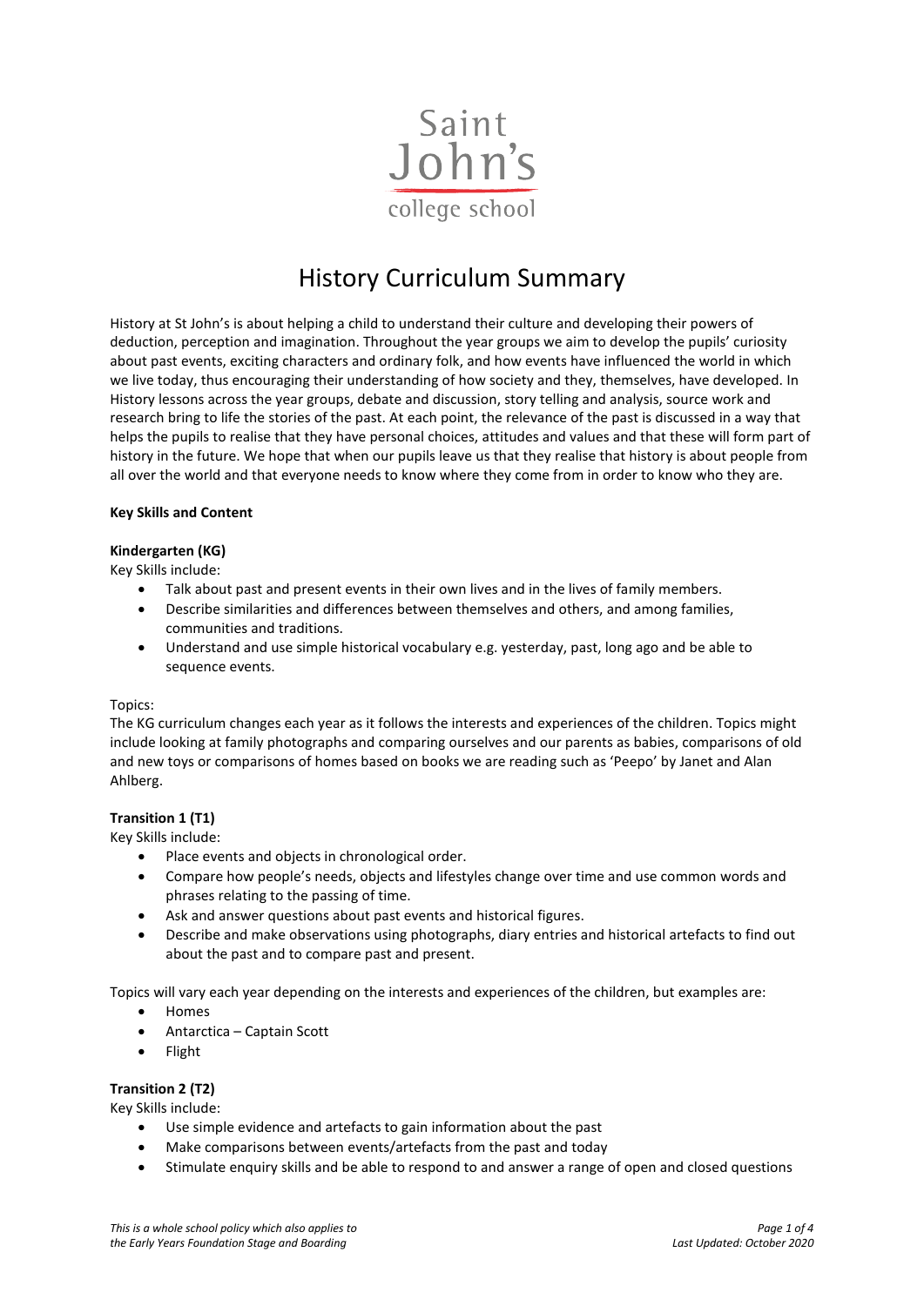Saint John's college school

# History Curriculum Summary

History at St John's is about helping a child to understand their culture and developing their powers of deduction, perception and imagination. Throughout the year groups we aim to develop the pupils' curiosity about past events, exciting characters and ordinary folk, and how events have influenced the world in which we live today, thus encouraging their understanding of how society and they, themselves, have developed. In History lessons across the year groups, debate and discussion, story telling and analysis, source work and research bring to life the stories of the past. At each point, the relevance of the past is discussed in a way that helps the pupils to realise that they have personal choices, attitudes and values and that these will form part of history in the future. We hope that when our pupils leave us that they realise that history is about people from all over the world and that everyone needs to know where they come from in order to know who they are.

**Key Skills and Content**

**Kindergarten (KG)**

Key Skills include:

- Talk about past and present events in their own lives and in the lives of family members.
- Describe similarities and differences between themselves and others, and among families, communities and traditions.
- Understand and use simple historical vocabulary e.g. yesterday, past, long ago and be able to sequence events.

Topics:

The KG curriculum changes each year as it follows the interests and experiences of the children. Topics might include looking at family photographs and comparing ourselves and our parents as babies, comparisons of old and new toys or comparisons of homes based on books we are reading such as 'Peepo' by Janet and Alan Ahlberg.

**Transition 1 (T1)**

Key Skills include:

- Place events and objects in chronological order.
- Compare how people's needs, objects and lifestyles change over time and use common words and phrases relating to the passing of time.
- Ask and answer questions about past events and historical figures.
- Describe and make observations using photographs, diary entries and historical artefacts to find out about the past and to compare past and present.

Topics will vary each year depending on the interests and experiences of the children, but examples are:

- Homes
- Antarctica – Captain Scott
- Flight

**Transition 2 (T2)**

Key Skills include:

- Use simple evidence and artefacts to gain information about the past
- Make comparisons between events/artefacts from the past and today
- Stimulate enquiry skills and be able to respond to and answer a range of open and closed questions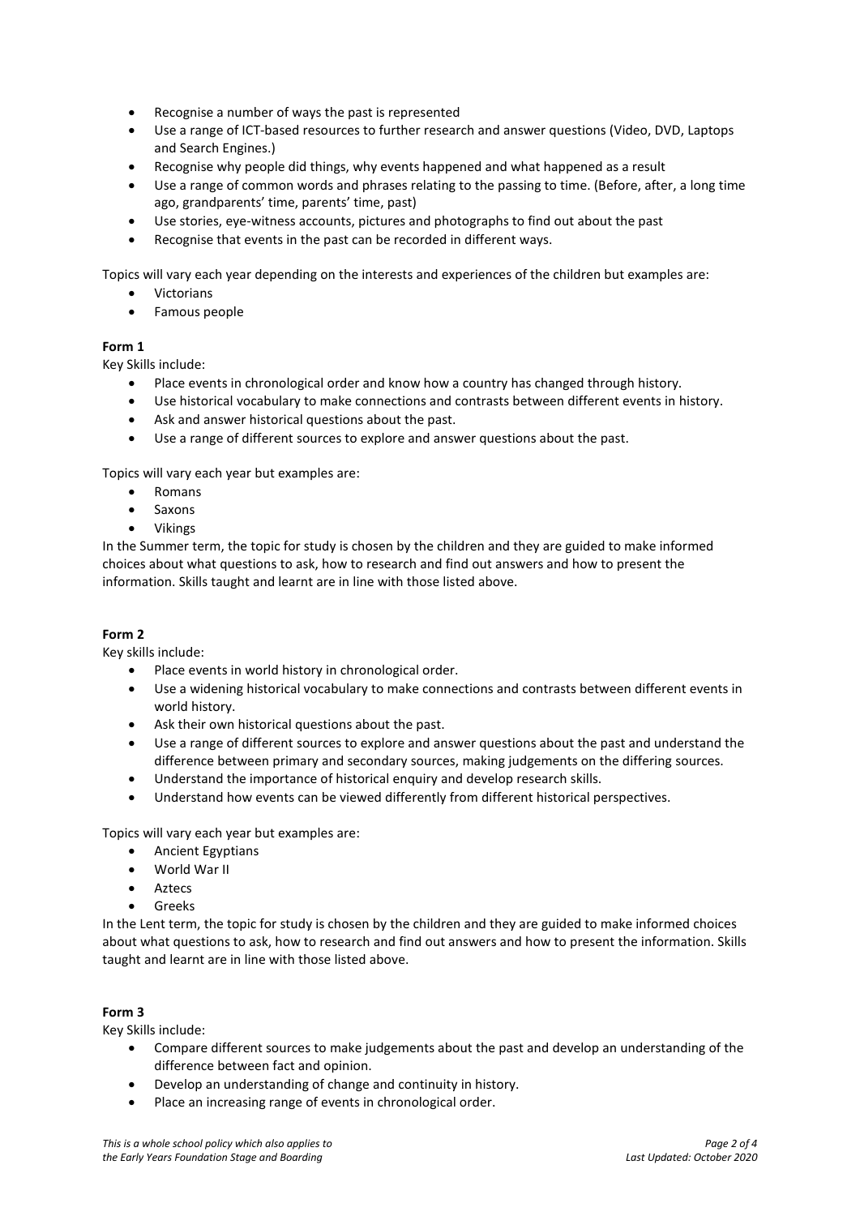- Recognise a number of ways the past is represented
- Use a range of ICT-based resources to further research and answer questions (Video, DVD, Laptops and Search Engines.)
- Recognise why people did things, why events happened and what happened as a result
- Use a range of common words and phrases relating to the passing to time. (Before, after, a long time ago, grandparents' time, parents' time, past)
- Use stories, eye-witness accounts, pictures and photographs to find out about the past
- Recognise that events in the past can be recorded in different ways.

Topics will vary each year depending on the interests and experiences of the children but examples are:

- Victorians
- Famous people

**Form 1**

Key Skills include:

- Place events in chronological order and know how a country has changed through history.
- Use historical vocabulary to make connections and contrasts between different events in history.
- Ask and answer historical questions about the past.
- Use a range of different sources to explore and answer questions about the past.

Topics will vary each year but examples are:

- Romans
- Saxons
- Vikings

In the Summer term, the topic for study is chosen by the children and they are guided to make informed choices about what questions to ask, how to research and find out answers and how to present the information. Skills taught and learnt are in line with those listed above.

**Form 2**

Key skills include:

- Place events in world history in chronological order.
- Use a widening historical vocabulary to make connections and contrasts between different events in world history.
- Ask their own historical questions about the past.
- Use a range of different sources to explore and answer questions about the past and understand the difference between primary and secondary sources, making judgements on the differing sources.
- Understand the importance of historical enquiry and develop research skills.
- Understand how events can be viewed differently from different historical perspectives.

Topics will vary each year but examples are:

- Ancient Egyptians
- World War II
- Aztecs
- Greeks

In the Lent term, the topic for study is chosen by the children and they are guided to make informed choices about what questions to ask, how to research and find out answers and how to present the information. Skills taught and learnt are in line with those listed above.

**Form 3**

Key Skills include:

- Compare different sources to make judgements about the past and develop an understanding of the difference between fact and opinion.
- Develop an understanding of change and continuity in history.
- Place an increasing range of events in chronological order.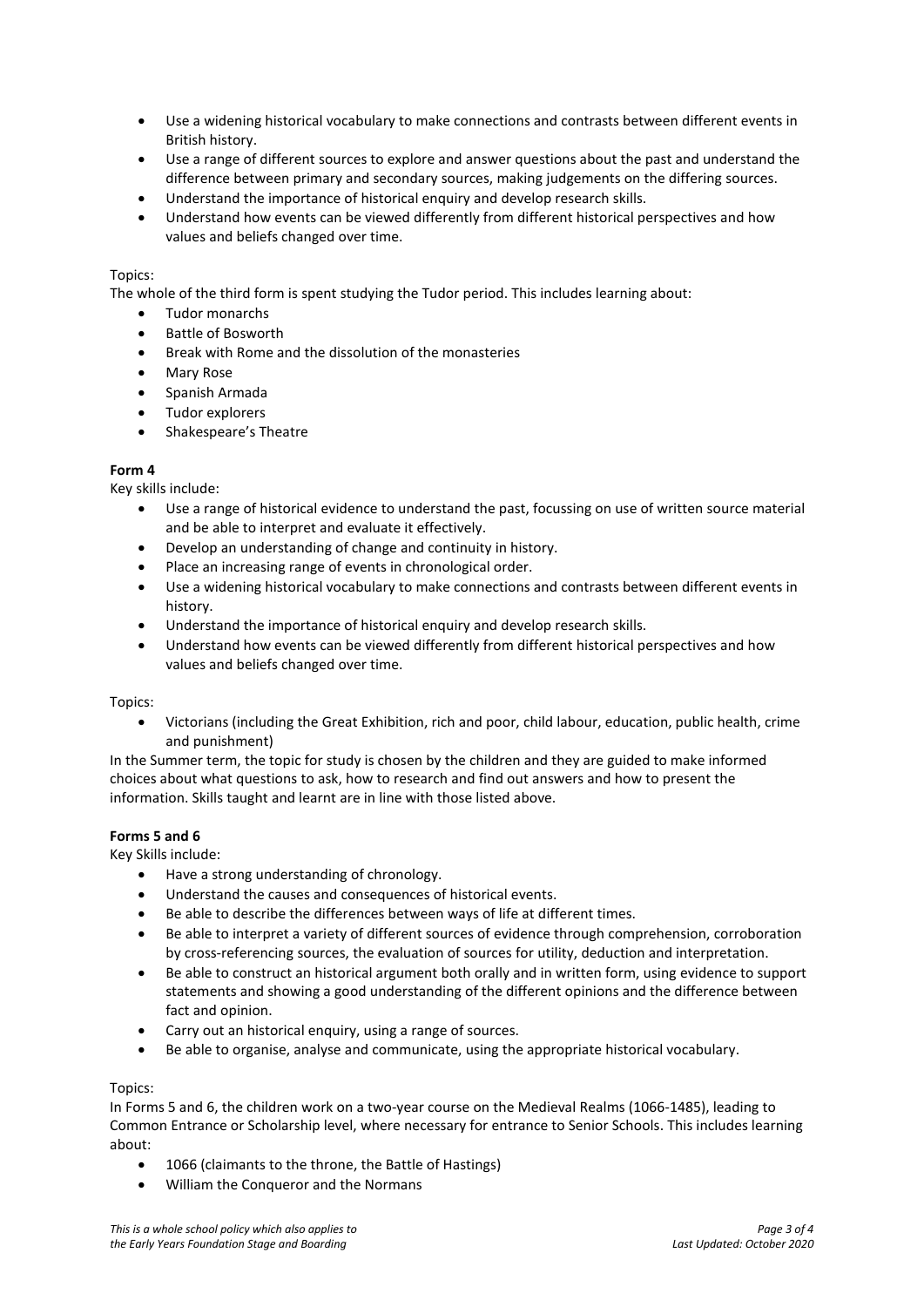- Use a widening historical vocabulary to make connections and contrasts between different events in British history.
- Use a range of different sources to explore and answer questions about the past and understand the difference between primary and secondary sources, making judgements on the differing sources.
- Understand the importance of historical enquiry and develop research skills.
- Understand how events can be viewed differently from different historical perspectives and how values and beliefs changed over time.

Topics:

The whole of the third form is spent studying the Tudor period. This includes learning about:

- Tudor monarchs
- Battle of Bosworth
- Break with Rome and the dissolution of the monasteries
- Mary Rose
- Spanish Armada
- Tudor explorers
- Shakespeare's Theatre

**Form 4**

Key skills include:

- Use a range of historical evidence to understand the past, focussing on use of written source material and be able to interpret and evaluate it effectively.
- Develop an understanding of change and continuity in history.
- Place an increasing range of events in chronological order.
- Use a widening historical vocabulary to make connections and contrasts between different events in history.
- Understand the importance of historical enquiry and develop research skills.
- Understand how events can be viewed differently from different historical perspectives and how values and beliefs changed over time.

Topics:

- Victorians (including the Great Exhibition, rich and poor, child labour, education, public health, crime and punishment)

In the Summer term, the topic for study is chosen by the children and they are guided to make informed choices about what questions to ask, how to research and find out answers and how to present the information. Skills taught and learnt are in line with those listed above.

**Forms 5 and 6**

Key Skills include:

- Have a strong understanding of chronology.
- Understand the causes and consequences of historical events.
- Be able to describe the differences between ways of life at different times.
- Be able to interpret a variety of different sources of evidence through comprehension, corroboration by cross-referencing sources, the evaluation of sources for utility, deduction and interpretation.
- Be able to construct an historical argument both orally and in written form, using evidence to support statements and showing a good understanding of the different opinions and the difference between fact and opinion.
- Carry out an historical enquiry, using a range of sources.
- Be able to organise, analyse and communicate, using the appropriate historical vocabulary.

Topics:

In Forms 5 and 6, the children work on a two-year course on the Medieval Realms (1066-1485), leading to Common Entrance or Scholarship level, where necessary for entrance to Senior Schools. This includes learning about:

- 1066 (claimants to the throne, the Battle of Hastings)
- William the Conqueror and the Normans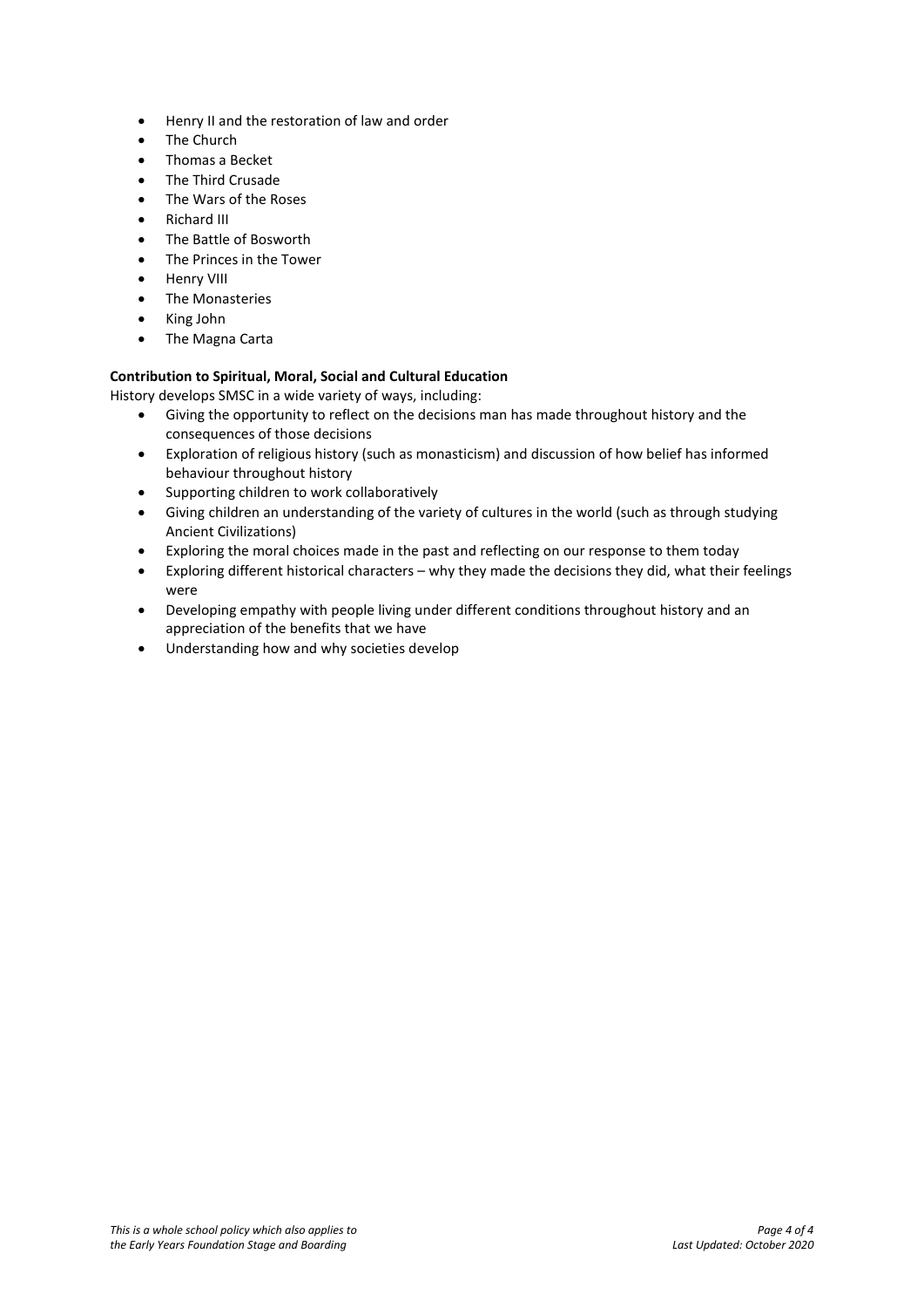- Henry II and the restoration of law and order
- The Church
- Thomas a Becket
- The Third Crusade
- The Wars of the Roses
- Richard III
- The Battle of Bosworth
- The Princes in the Tower
- Henry VIII
- The Monasteries
- King John
- The Magna Carta

**Contribution to Spiritual, Moral, Social and Cultural Education**

History develops SMSC in a wide variety of ways, including:

- Giving the opportunity to reflect on the decisions man has made throughout history and the consequences of those decisions
- Exploration of religious history (such as monasticism) and discussion of how belief has informed behaviour throughout history
- Supporting children to work collaboratively
- Giving children an understanding of the variety of cultures in the world (such as through studying Ancient Civilizations)
- Exploring the moral choices made in the past and reflecting on our response to them today
- Exploring different historical characters – why they made the decisions they did, what their feelings were
- Developing empathy with people living under different conditions throughout history and an appreciation of the benefits that we have
- Understanding how and why societies develop